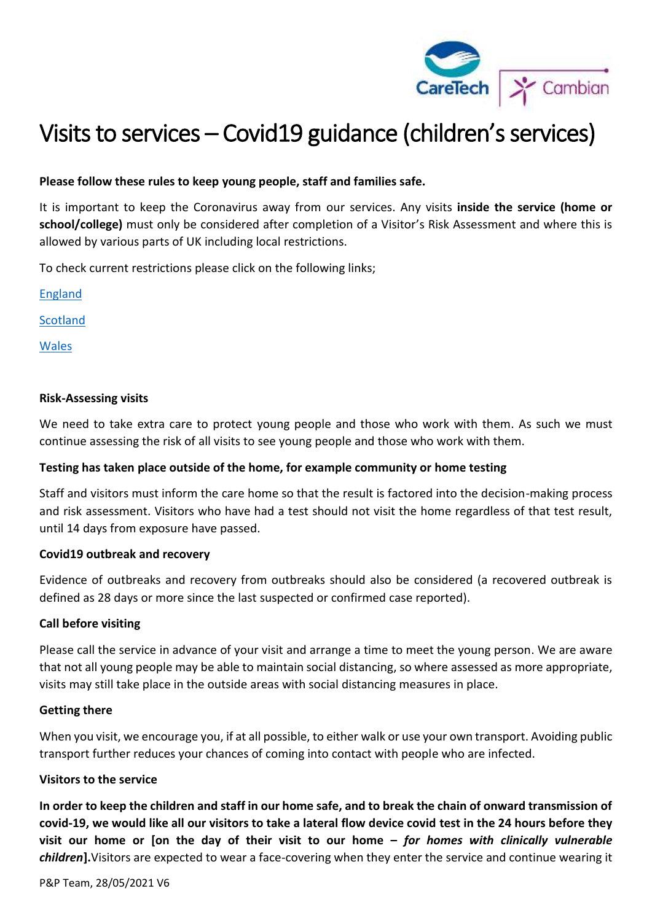# Visits to services – Covid19 guidance (children's services)

**Please follow these rules to keep young people, staff and families safe.**

It is important to keep the Coronavirus away from our services. Any visits **inside the service (home or school/college)** must only be considered after completion of a Visitor's Risk Assessment and where this is allowed by various parts of UK including local restrictions.

To check current restrictions please click on the following links;

England

Scotland

Wales

**Risk-Assessing visits**

We need to take extra care to protect young people and those who work with them. As such we must continue assessing the risk of all visits to see young people and those who work with them.

**Testing has taken place outside of the home, for example community or home testing**

Staff and visitors must inform the care home so that the result is factored into the decision-making process and risk assessment. Visitors who have had a test should not visit the home regardless of that test result, until 14 days from exposure have passed.

**Covid19 outbreak and recovery**

Evidence of outbreaks and recovery from outbreaks should also be considered (a recovered outbreak is defined as 28 days or more since the last suspected or confirmed case reported).

**Call before visiting**

Please call the service in advance of your visit and arrange a time to meet the young person. We are aware that not all young people may be able to maintain social distancing, so where assessed as more appropriate, visits may still take place in the outside areas with social distancing measures in place.

**Getting there**

When you visit, we encourage you, if at all possible, to either walk or use your own transport. Avoiding public transport further reduces your chances of coming into contact with people who are infected.

**Visitors to the service**

**In order to keep the children and staff in our home safe, and to break the chain of onward transmission of covid-19, we would like all our visitors to take a lateral flow device covid test in the 24 hours before they visit our home or [on the day of their visit to our home – *for homes with clinically vulnerable children*].**Visitors are expected to wear a face-covering when they enter the service and continue wearing it

P&P Team, 28/05/2021 V6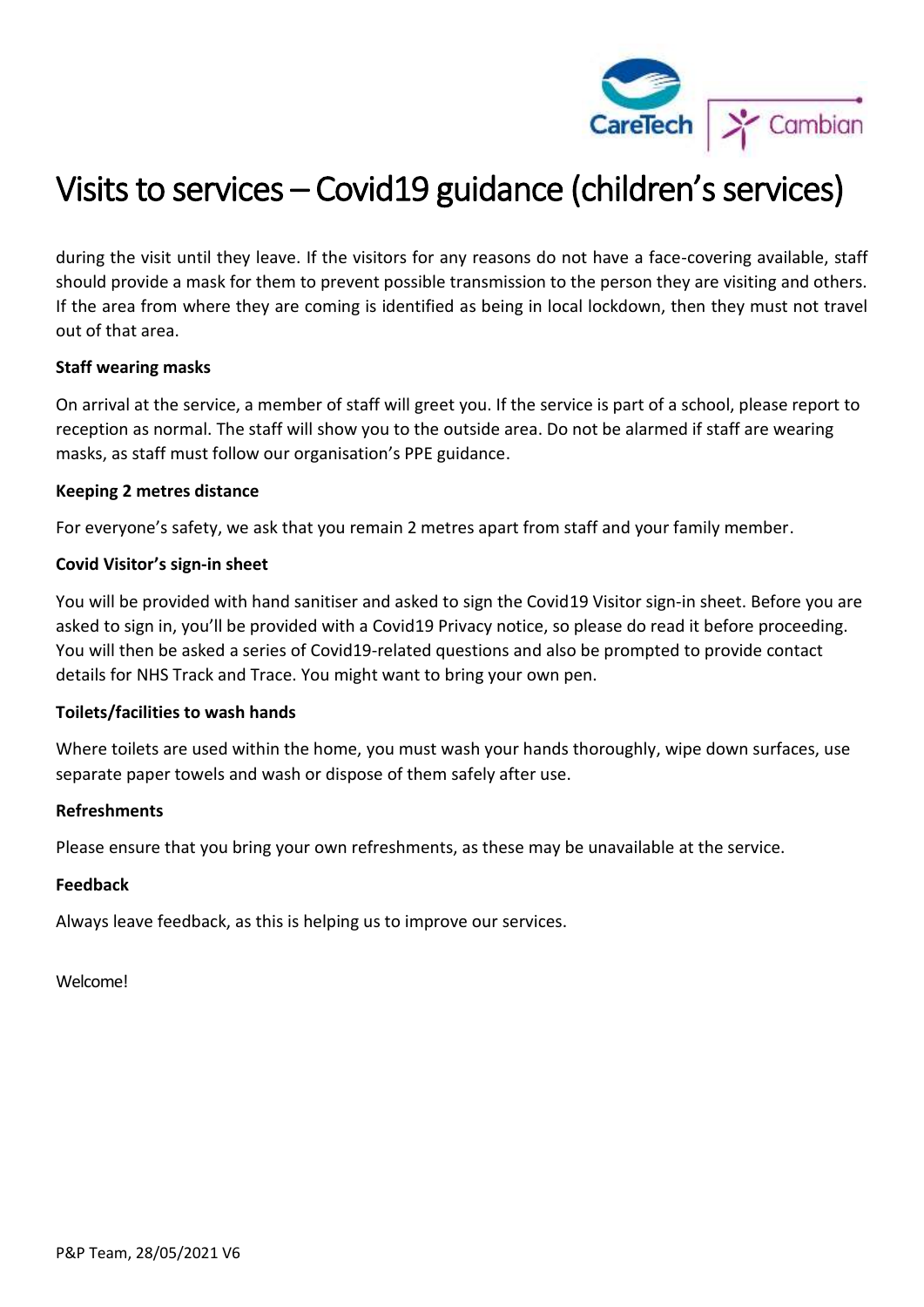during the visit until they leave. If the visitors for any reasons do not have a face-covering available, staff should provide a mask for them to prevent possible transmission to the person they are visiting and others. If the area from where they are coming is identified as being in local lockdown, then they must not travel out of that area.

**Staff wearing masks**

On arrival at the service, a member of staff will greet you. If the service is part of a school, please report to reception as normal. The staff will show you to the outside area. Do not be alarmed if staff are wearing masks, as staff must follow our organisation's PPE guidance.

**Keeping 2 metres distance**

For everyone's safety, we ask that you remain 2 metres apart from staff and your family member.

**Covid Visitor's sign-in sheet**

You will be provided with hand sanitiser and asked to sign the Covid19 Visitor sign-in sheet. Before you are asked to sign in, you'll be provided with a Covid19 Privacy notice, so please do read it before proceeding. You will then be asked a series of Covid19-related questions and also be prompted to provide contact details for NHS Track and Trace. You might want to bring your own pen.

**Toilets/facilities to wash hands**

Where toilets are used within the home, you must wash your hands thoroughly, wipe down surfaces, use separate paper towels and wash or dispose of them safely after use.

**Refreshments**

Please ensure that you bring your own refreshments, as these may be unavailable at the service.

**Feedback**

Always leave feedback, as this is helping us to improve our services.

Welcome!

P&P Team, 28/05/2021 V6